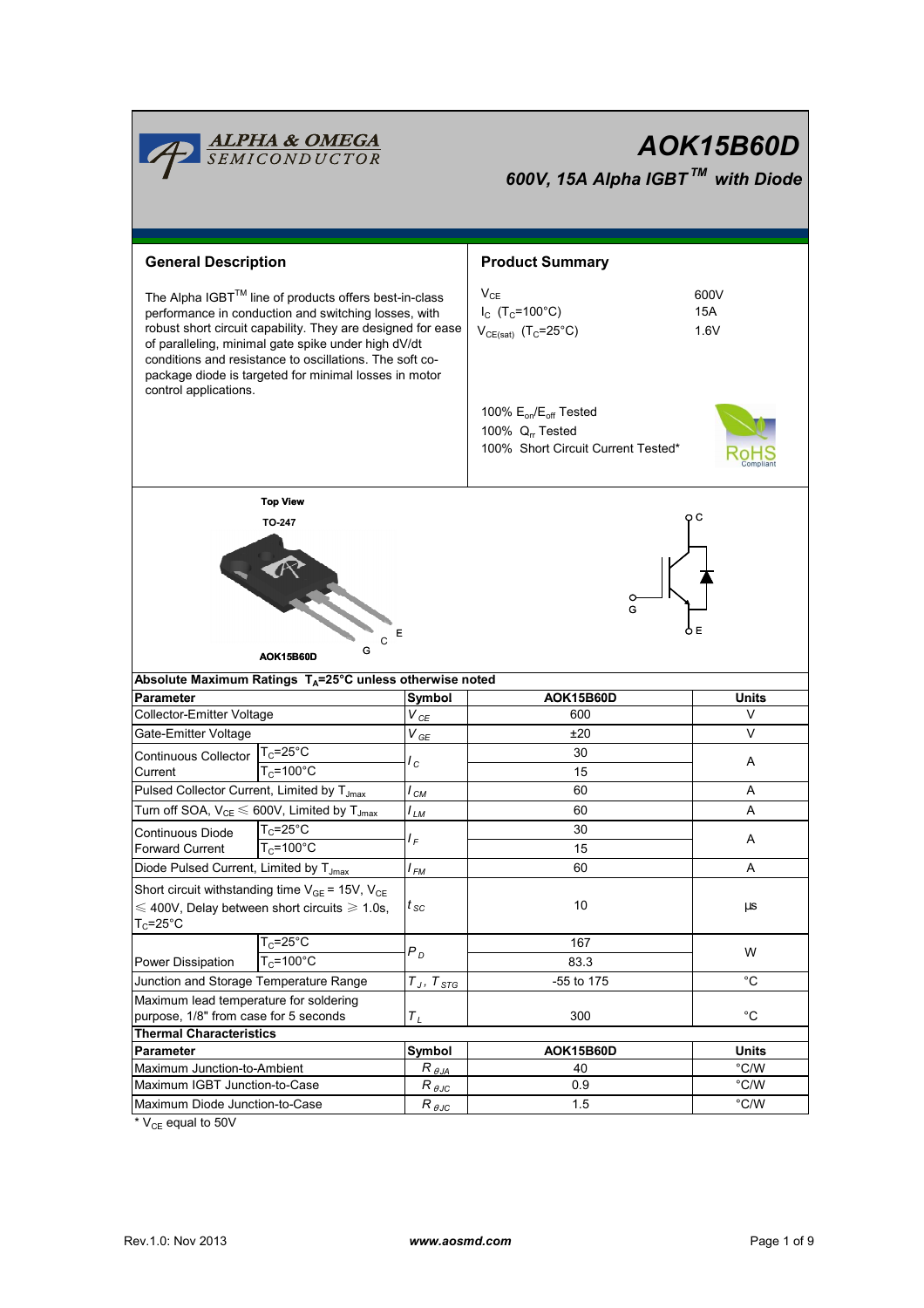# AOK15B60D

## 600V, 15A Alpha IGBT™ with Diode

## General Description

The Alpha IGBT™ line of products offers best-in-class performance in conduction and switching losses, with robust short circuit capability. They are designed for ease of paralleling, minimal gate spike under high dV/dt conditions and resistance to oscillations. The soft co-package diode is targeted for minimal losses in motor control applications.

## Product Summary

| | |
|---|---|
| $V_{CE}$ | 600V |
| $I_C$ ($T_C$=100°C) | 15A |
| $V_{CE(sat)}$ ($T_C$=25°C) | 1.6V |

100% $E_{on}/E_{off}$ Tested
100% $Q_{rr}$ Tested
100% Short Circuit Current Tested*

Top View
TO-247

AOK15B60D

G C E

**Absolute Maximum Ratings $T_A$=25°C unless otherwise noted**

| Parameter | | Symbol | AOK15B60D | Units |
|---|---|---|---|---|
| Collector-Emitter Voltage | | $V_{CE}$ | 600 | V |
| Gate-Emitter Voltage | | $V_{GE}$ | ±20 | V |
| Continuous Collector Current | $T_C$=25°C | $I_C$ | 30 | A |
| | $T_C$=100°C | | 15 | |
| Pulsed Collector Current, Limited by $T_{Jmax}$ | | $I_{CM}$ | 60 | A |
| Turn off SOA, $V_{CE} \leq$ 600V, Limited by $T_{Jmax}$ | | $I_{LM}$ | 60 | A |
| Continuous Diode Forward Current | $T_C$=25°C | $I_F$ | 30 | A |
| | $T_C$=100°C | | 15 | |
| Diode Pulsed Current, Limited by $T_{Jmax}$ | | $I_{FM}$ | 60 | A |
| Short circuit withstanding time $V_{GE}$ = 15V, $V_{CE} \leq$ 400V, Delay between short circuits $\geq$ 1.0s, $T_C$=25°C | | $t_{SC}$ | 10 | µs |
| Power Dissipation | $T_C$=25°C | $P_D$ | 167 | W |
| | $T_C$=100°C | | 83.3 | |
| Junction and Storage Temperature Range | | $T_J$, $T_{STG}$ | -55 to 175 | °C |
| Maximum lead temperature for soldering purpose, 1/8" from case for 5 seconds | | $T_L$ | 300 | °C |

**Thermal Characteristics**

| Parameter | Symbol | AOK15B60D | Units |
|---|---|---|---|
| Maximum Junction-to-Ambient | $R_{\theta JA}$ | 40 | °C/W |
| Maximum IGBT Junction-to-Case | $R_{\theta JC}$ | 0.9 | °C/W |
| Maximum Diode Junction-to-Case | $R_{\theta JC}$ | 1.5 | °C/W |

* $V_{CE}$ equal to 50V

Rev.1.0: Nov 2013 www.aosmd.com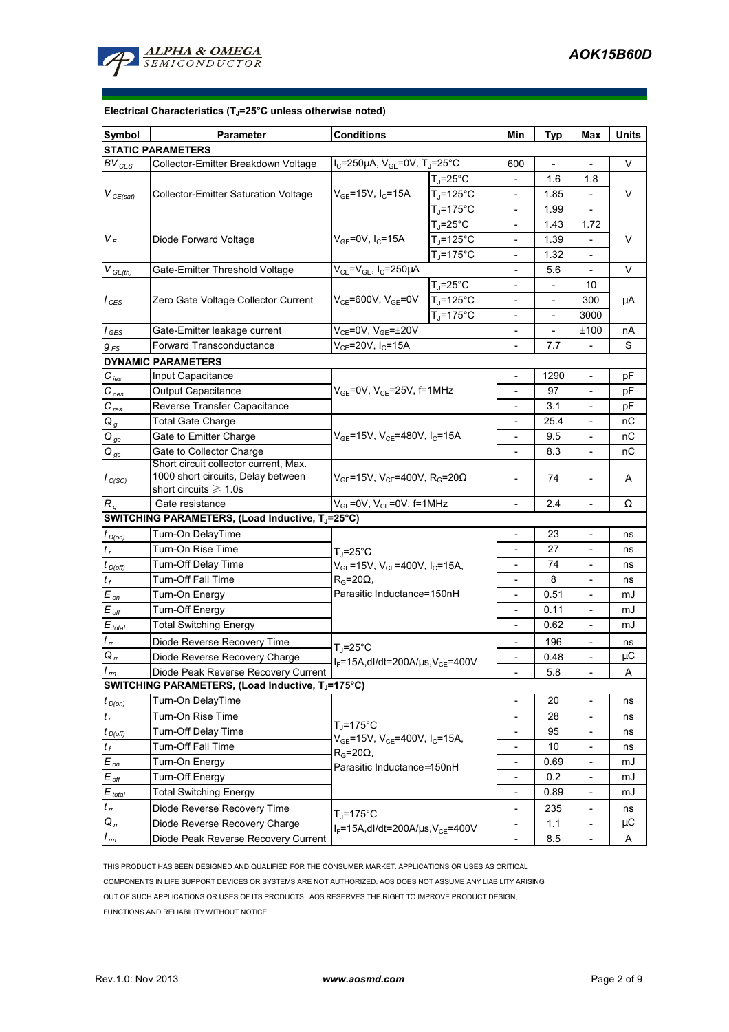**Electrical Characteristics ($T_J$=25°C unless otherwise noted)**

| Symbol | Parameter | Conditions | | Min | Typ | Max | Units |
|---|---|---|---|---|---|---|---|
| **STATIC PARAMETERS** | | | | | | | |
| $BV_{CES}$ | Collector-Emitter Breakdown Voltage | $I_C$=250µA, $V_{GE}$=0V, $T_J$=25°C | | 600 | - | - | V |
| $V_{CE(sat)}$ | Collector-Emitter Saturation Voltage | $V_{GE}$=15V, $I_C$=15A | $T_J$=25°C | - | 1.6 | 1.8 | V |
| | | | $T_J$=125°C | - | 1.85 | - | |
| | | | $T_J$=175°C | - | 1.99 | - | |
| $V_F$ | Diode Forward Voltage | $V_{GE}$=0V, $I_C$=15A | $T_J$=25°C | - | 1.43 | 1.72 | V |
| | | | $T_J$=125°C | - | 1.39 | - | |
| | | | $T_J$=175°C | - | 1.32 | - | |
| $V_{GE(th)}$ | Gate-Emitter Threshold Voltage | $V_{CE}$=$V_{GE}$, $I_C$=250µA | | - | 5.6 | - | V |
| $I_{CES}$ | Zero Gate Voltage Collector Current | $V_{CE}$=600V, $V_{GE}$=0V | $T_J$=25°C | - | - | 10 | µA |
| | | | $T_J$=125°C | - | - | 300 | |
| | | | $T_J$=175°C | - | - | 3000 | |
| $I_{GES}$ | Gate-Emitter leakage current | $V_{CE}$=0V, $V_{GE}$=±20V | | - | - | ±100 | nA |
| $g_{FS}$ | Forward Transconductance | $V_{CE}$=20V, $I_C$=15A | | - | 7.7 | - | S |
| **DYNAMIC PARAMETERS** | | | | | | | |
| $C_{ies}$ | Input Capacitance | $V_{GE}$=0V, $V_{CE}$=25V, f=1MHz | | - | 1290 | - | pF |
| $C_{oes}$ | Output Capacitance | | | - | 97 | - | pF |
| $C_{res}$ | Reverse Transfer Capacitance | | | - | 3.1 | - | pF |
| $Q_g$ | Total Gate Charge | $V_{GE}$=15V, $V_{CE}$=480V, $I_C$=15A | | - | 25.4 | - | nC |
| $Q_{ge}$ | Gate to Emitter Charge | | | - | 9.5 | - | nC |
| $Q_{gc}$ | Gate to Collector Charge | | | - | 8.3 | - | nC |
| $I_{C(SC)}$ | Short circuit collector current, Max. 1000 short circuits, Delay between short circuits ≥ 1.0s | $V_{GE}$=15V, $V_{CE}$=400V, $R_G$=20Ω | | - | 74 | - | A |
| $R_g$ | Gate resistance | $V_{GE}$=0V, $V_{CE}$=0V, f=1MHz | | - | 2.4 | - | Ω |
| **SWITCHING PARAMETERS, (Load Inductive, $T_J$=25°C)** | | | | | | | |
| $t_{D(on)}$ | Turn-On DelayTime | $T_J$=25°C, $V_{GE}$=15V, $V_{CE}$=400V, $I_C$=15A, $R_G$=20Ω, Parasitic Inductance=150nH | | - | 23 | - | ns |
| $t_r$ | Turn-On Rise Time | | | - | 27 | - | ns |
| $t_{D(off)}$ | Turn-Off Delay Time | | | - | 74 | - | ns |
| $t_f$ | Turn-Off Fall Time | | | - | 8 | - | ns |
| $E_{on}$ | Turn-On Energy | | | - | 0.51 | - | mJ |
| $E_{off}$ | Turn-Off Energy | | | - | 0.11 | - | mJ |
| $E_{total}$ | Total Switching Energy | | | - | 0.62 | - | mJ |
| $t_{rr}$ | Diode Reverse Recovery Time | $T_J$=25°C, $I_F$=15A, dI/dt=200A/µs, $V_{CE}$=400V | | - | 196 | - | ns |
| $Q_{rr}$ | Diode Reverse Recovery Charge | | | - | 0.48 | - | µC |
| $I_{rm}$ | Diode Peak Reverse Recovery Current | | | - | 5.8 | - | A |
| **SWITCHING PARAMETERS, (Load Inductive, $T_J$=175°C)** | | | | | | | |
| $t_{D(on)}$ | Turn-On DelayTime | $T_J$=175°C, $V_{GE}$=15V, $V_{CE}$=400V, $I_C$=15A, $R_G$=20Ω, Parasitic Inductance=150nH | | - | 20 | - | ns |
| $t_r$ | Turn-On Rise Time | | | - | 28 | - | ns |
| $t_{D(off)}$ | Turn-Off Delay Time | | | - | 95 | - | ns |
| $t_f$ | Turn-Off Fall Time | | | - | 10 | - | ns |
| $E_{on}$ | Turn-On Energy | | | - | 0.69 | - | mJ |
| $E_{off}$ | Turn-Off Energy | | | - | 0.2 | - | mJ |
| $E_{total}$ | Total Switching Energy | | | - | 0.89 | - | mJ |
| $t_{rr}$ | Diode Reverse Recovery Time | $T_J$=175°C, $I_F$=15A, dI/dt=200A/µs, $V_{CE}$=400V | | - | 235 | - | ns |
| $Q_{rr}$ | Diode Reverse Recovery Charge | | | - | 1.1 | - | µC |
| $I_{rm}$ | Diode Peak Reverse Recovery Current | | | - | 8.5 | - | A |

THIS PRODUCT HAS BEEN DESIGNED AND QUALIFIED FOR THE CONSUMER MARKET. APPLICATIONS OR USES AS CRITICAL COMPONENTS IN LIFE SUPPORT DEVICES OR SYSTEMS ARE NOT AUTHORIZED. AOS DOES NOT ASSUME ANY LIABILITY ARISING OUT OF SUCH APPLICATIONS OR USES OF ITS PRODUCTS. AOS RESERVES THE RIGHT TO IMPROVE PRODUCT DESIGN, FUNCTIONS AND RELIABILITY WITHOUT NOTICE.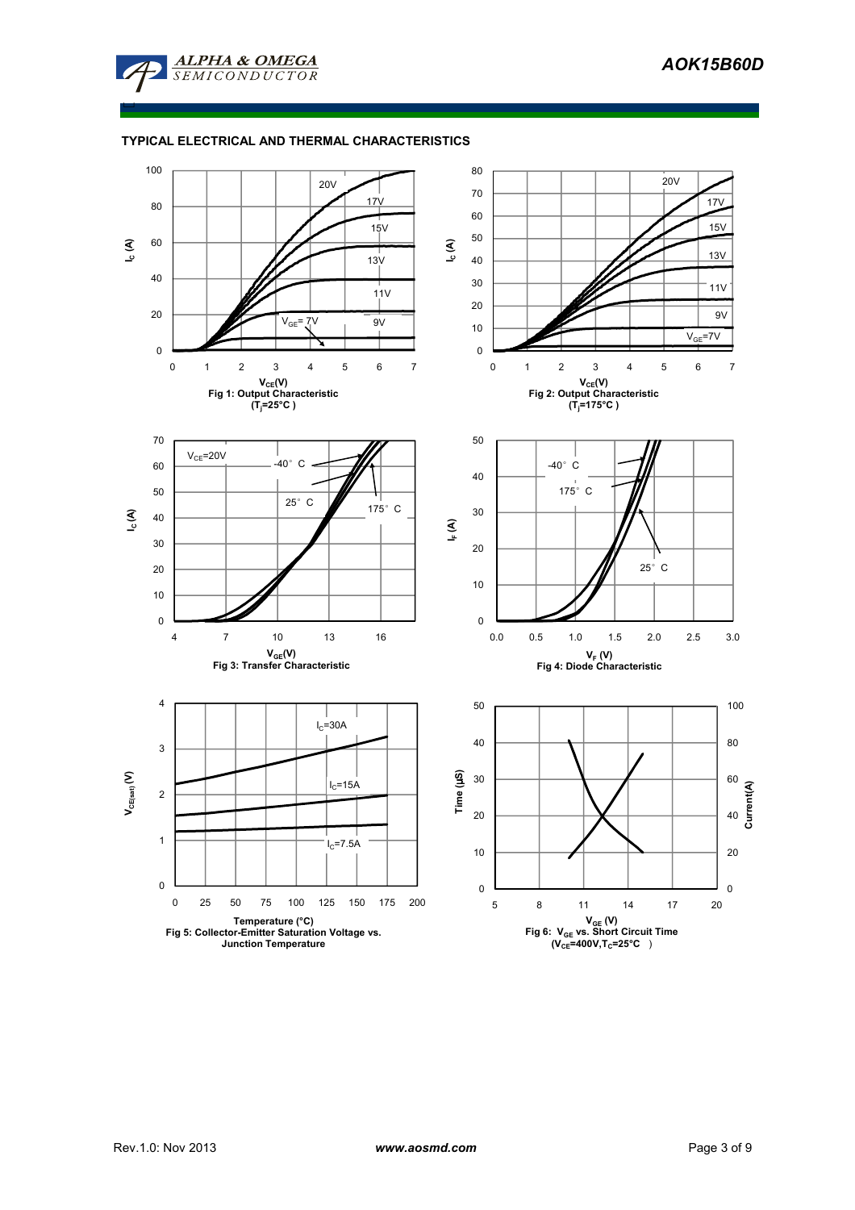## TYPICAL ELECTRICAL AND THERMAL CHARACTERISTICS

Fig 1: Output Characteristic ($T_j$=25°C)

Fig 2: Output Characteristic ($T_j$=175°C)

Fig 3: Transfer Characteristic

Fig 4: Diode Characteristic

Fig 5: Collector-Emitter Saturation Voltage vs. Junction Temperature

Fig 6: $V_{GE}$ vs. Short Circuit Time ($V_{CE}$=400V, $T_C$=25°C)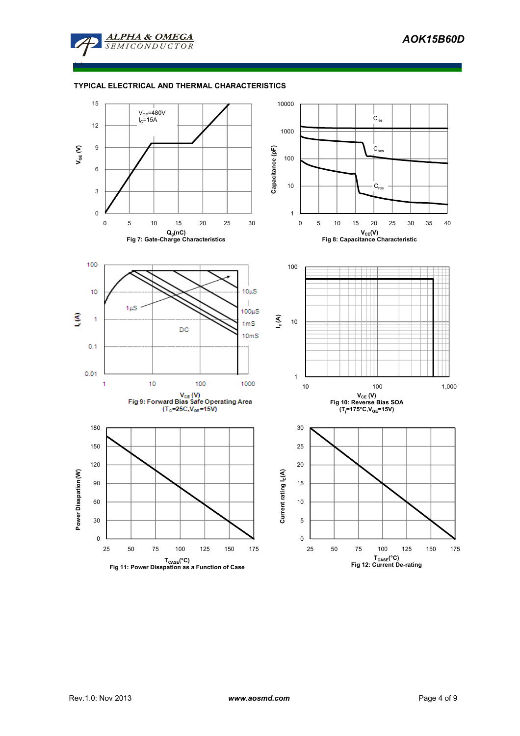## TYPICAL ELECTRICAL AND THERMAL CHARACTERISTICS

$V_{CE}$=480V
$I_C$=15A

$V_{GE}$ (V)

$Q_g$(nC)

Fig 7: Gate-Charge Characteristics

$C_{ies}$

$C_{oes}$

$C_{res}$

Capacitance (pF)

$V_{CE}$(V)

Fig 8: Capacitance Characteristic

10µS

1µS

100µS

1mS

DC

10mS

$I_c$ (A)

$V_{CE}$ (V)

Fig 9: Forward Bias Safe Operating Area
($T_c$=25C,$V_{GE}$=15V)

$I_c$ (A)

$V_{CE}$ (V)

Fig 10: Reverse Bias SOA
($T_j$=175°C,$V_{GE}$=15V)

Power Disspation (W)

$T_{CASE}$(°C)

Fig 11: Power Disspation as a Function of Case

Current rating $I_c$(A)

$T_{CASE}$(°C)

Fig 12: Current De-rating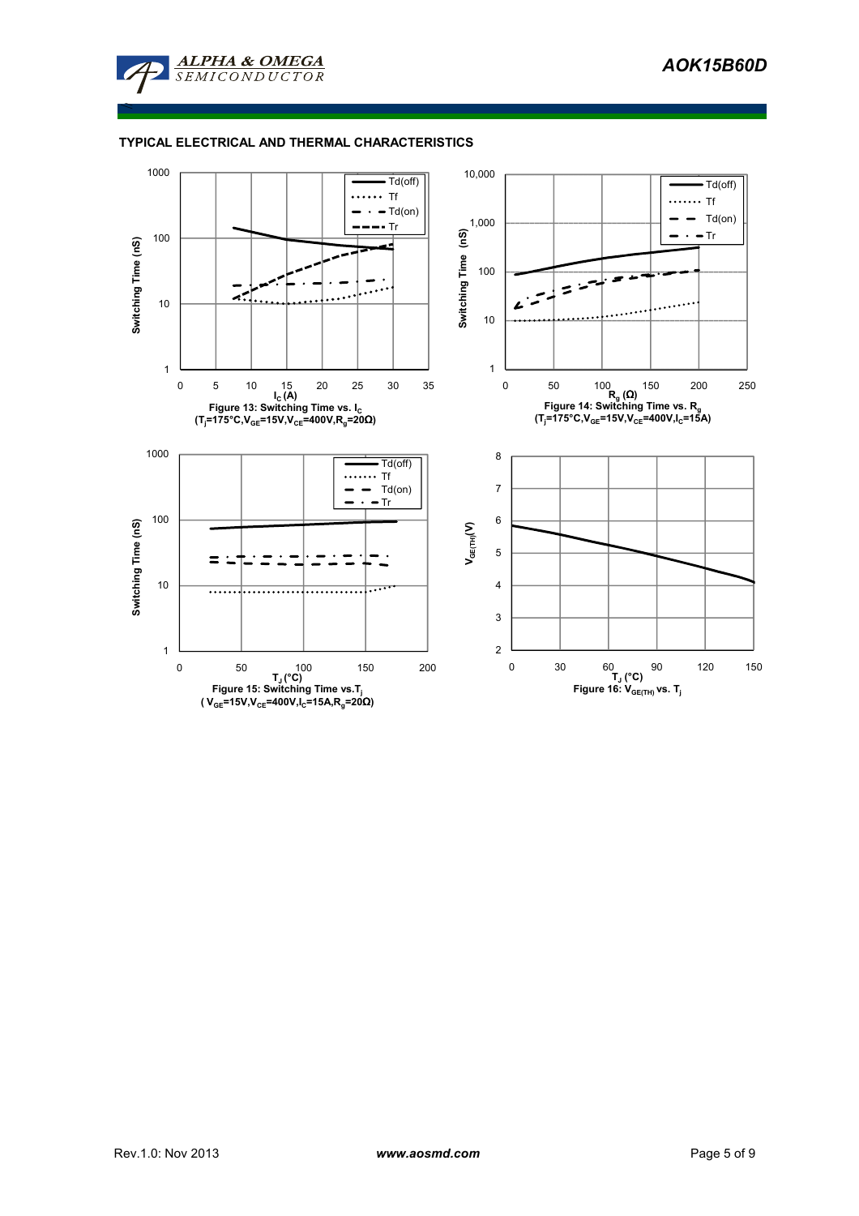## TYPICAL ELECTRICAL AND THERMAL CHARACTERISTICS

Figure 13: Switching Time vs. $I_C$
($T_j$=175°C,$V_{GE}$=15V,$V_{CE}$=400V,$R_g$=20Ω)

Figure 14: Switching Time vs. $R_g$
($T_j$=175°C,$V_{GE}$=15V,$V_{CE}$=400V,$I_C$=15A)

Figure 15: Switching Time vs.$T_j$
( $V_{GE}$=15V,$V_{CE}$=400V,$I_C$=15A,$R_g$=20Ω)

Figure 16: $V_{GE(TH)}$ vs. $T_j$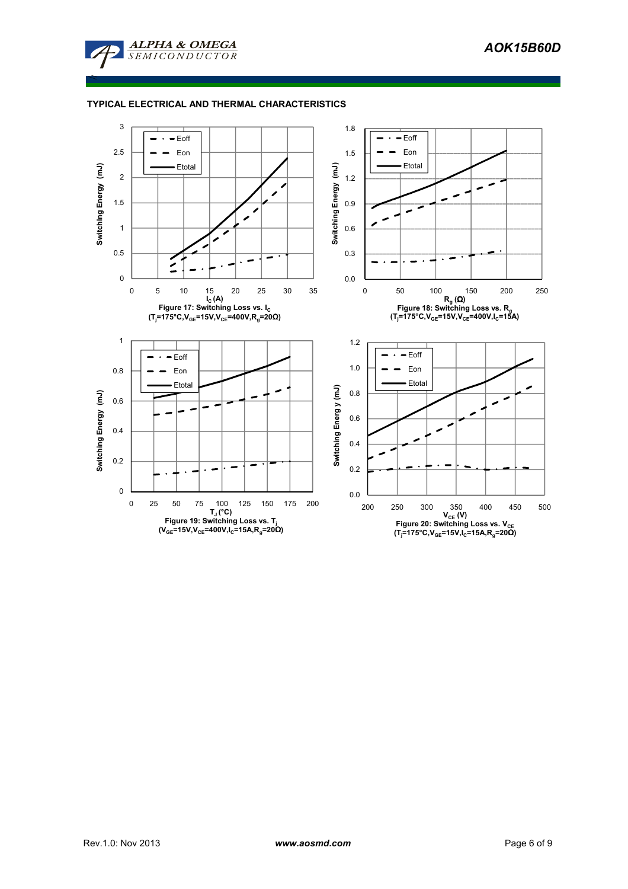## TYPICAL ELECTRICAL AND THERMAL CHARACTERISTICS

Figure 17: Switching Loss vs. $I_C$
($T_j$=175°C,$V_{GE}$=15V,$V_{CE}$=400V,$R_g$=20Ω)

Figure 18: Switching Loss vs. $R_g$
($T_j$=175°C,$V_{GE}$=15V,$V_{CE}$=400V,$I_C$=15A)

Figure 19: Switching Loss vs. $T_j$
($V_{GE}$=15V,$V_{CE}$=400V,$I_C$=15A,$R_g$=20Ω)

Figure 20: Switching Loss vs. $V_{CE}$
($T_j$=175°C,$V_{GE}$=15V,$I_C$=15A,$R_g$=20Ω)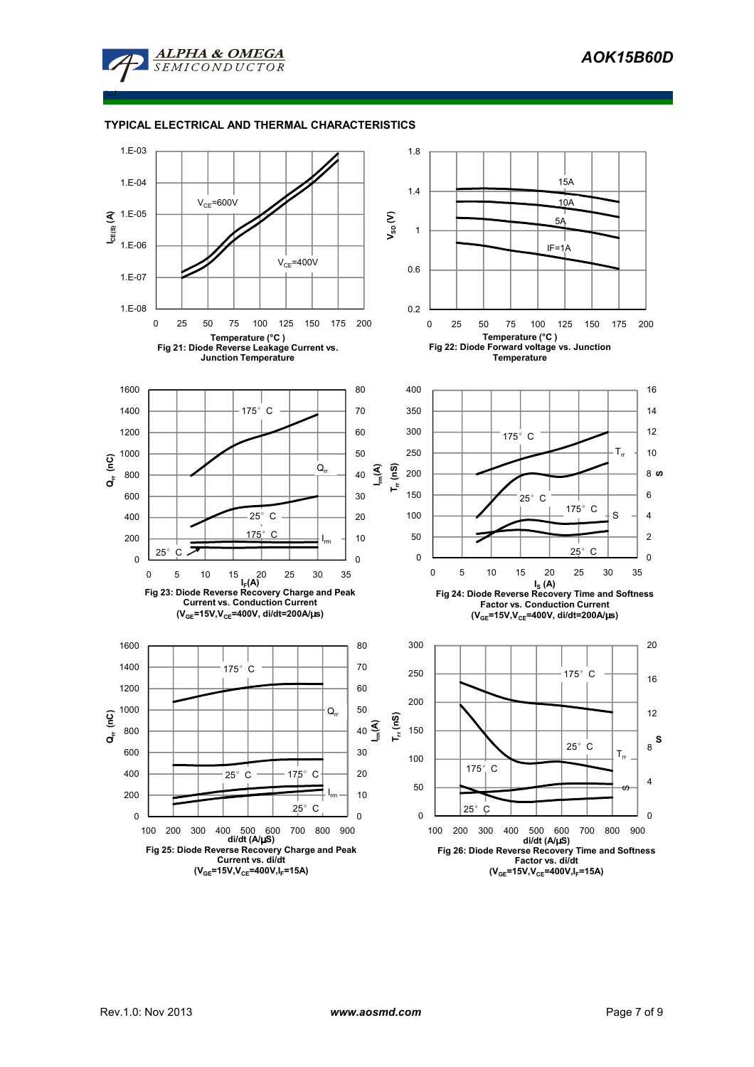## TYPICAL ELECTRICAL AND THERMAL CHARACTERISTICS

Fig 21: Diode Reverse Leakage Current vs. Junction Temperature

Fig 22: Diode Forward voltage vs. Junction Temperature

Fig 23: Diode Reverse Recovery Charge and Peak Current vs. Conduction Current ($V_{GE}$=15V,$V_{CE}$=400V, di/dt=200A/μs)

Fig 24: Diode Reverse Recovery Time and Softness Factor vs. Conduction Current ($V_{GE}$=15V,$V_{CE}$=400V, di/dt=200A/μs)

Fig 25: Diode Reverse Recovery Charge and Peak Current vs. di/dt ($V_{GE}$=15V,$V_{CE}$=400V,$I_F$=15A)

Fig 26: Diode Reverse Recovery Time and Softness Factor vs. di/dt ($V_{GE}$=15V,$V_{CE}$=400V,$I_F$=15A)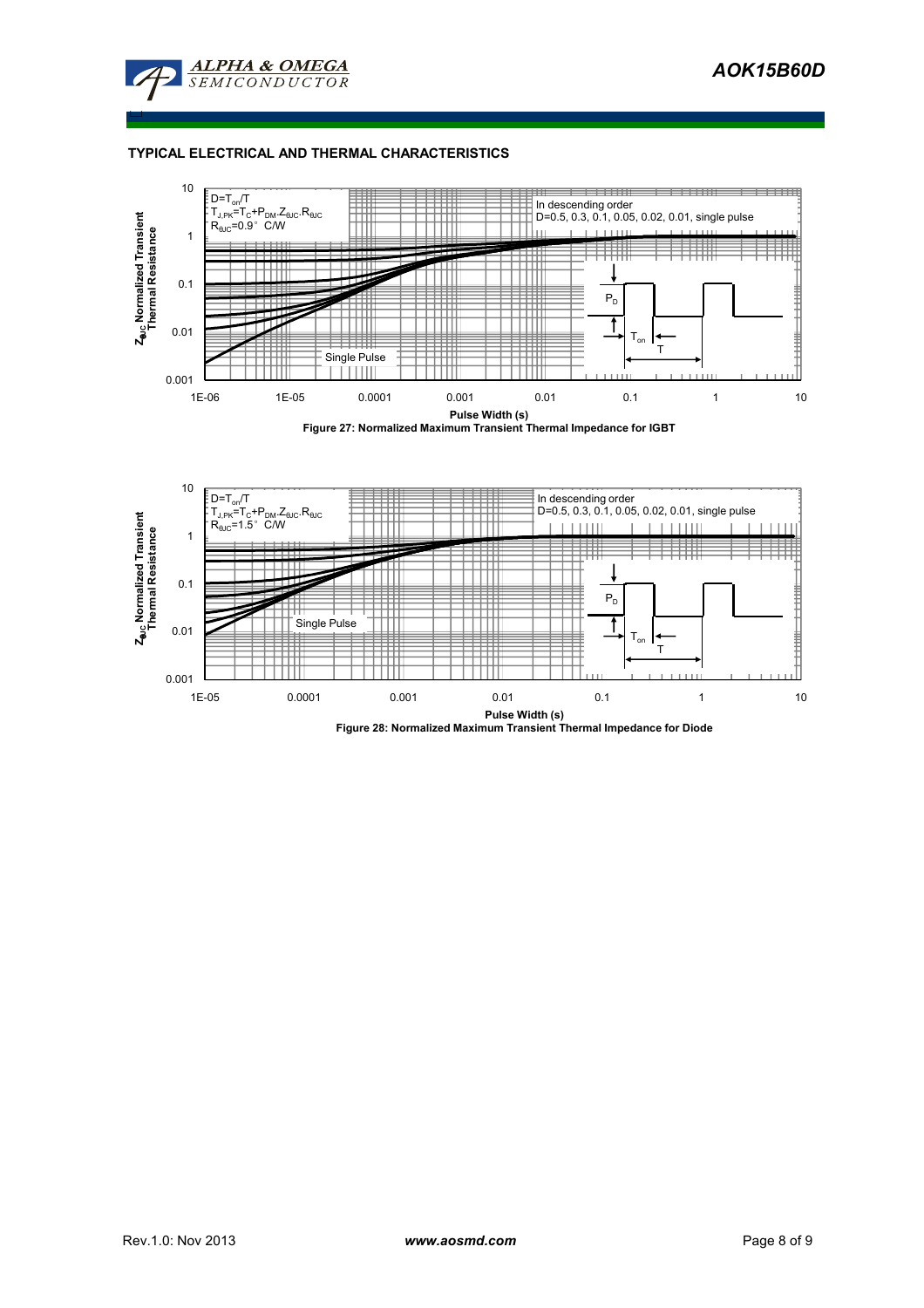## TYPICAL ELECTRICAL AND THERMAL CHARACTERISTICS

$D=T_{on}/T$
$T_{J,PK}=T_C+P_{DM}.Z_{\theta JC}.R_{\theta JC}$
$R_{\theta JC}=0.9°$ C/W

In descending order
D=0.5, 0.3, 0.1, 0.05, 0.02, 0.01, single pulse

Single Pulse

$Z_{\theta JC}$ Normalized Transient Thermal Resistance

Pulse Width (s)

Figure 27: Normalized Maximum Transient Thermal Impedance for IGBT

$D=T_{on}/T$
$T_{J,PK}=T_C+P_{DM}.Z_{\theta JC}.R_{\theta JC}$
$R_{\theta JC}=1.5°$ C/W

In descending order
D=0.5, 0.3, 0.1, 0.05, 0.02, 0.01, single pulse

Single Pulse

$Z_{\theta JC}$ Normalized Transient Thermal Resistance

Pulse Width (s)

Figure 28: Normalized Maximum Transient Thermal Impedance for Diode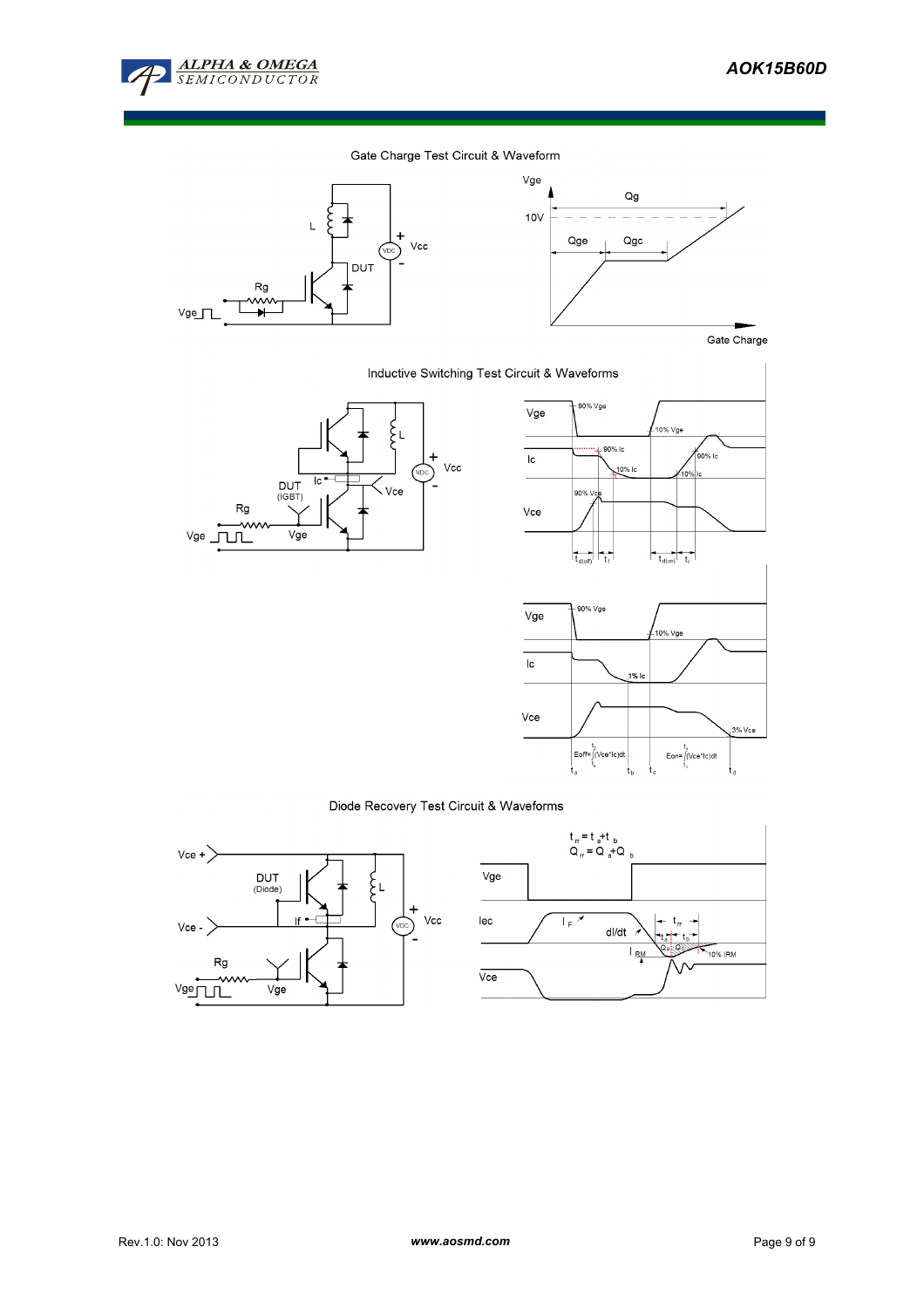## Gate Charge Test Circuit & Waveform

L

DUT

Rg

Vge

Vcc

+

-

VDC

Vge

Qg

10V

Qge

Qgc

Gate Charge

## Inductive Switching Test Circuit & Waveforms

L

Vcc

+

-

VDC

Ic

DUT (IGBT)

Vce

Rg

Vge

Vge

Vge

90% Vge

10% Vge

Ic

90% Ic

10% Ic

90% Ic

10% Ic

Vce

90% Vce

$t_{d(off)}$ $t_f$ $t_{d(on)}$ $t_r$

Vge

90% Vge

10% Vge

Ic

1% Ic

Vce

3% Vce

$E_{off} = \int_{t_a}^{t_b} (V_{ce} \cdot I_c)dt$

$E_{on} = \int_{t_c}^{t_d} (V_{ce} \cdot I_c)dt$

$t_a$ $t_b$ $t_c$ $t_d$

## Diode Recovery Test Circuit & Waveforms

Vce +

Vce -

DUT (Diode)

If

L

Vcc

+

-

VDC

Rg

Vge

Vge

$t_{rr} = t_a + t_b$

$Q_{rr} = Q_a + Q_b$

Vge

Iec

$I_F$

dI/dt

$t_{rr}$

$t_a$ $t_b$

$Q_a$ $Q_b$

$I_{RM}$

10% IRM

Vce